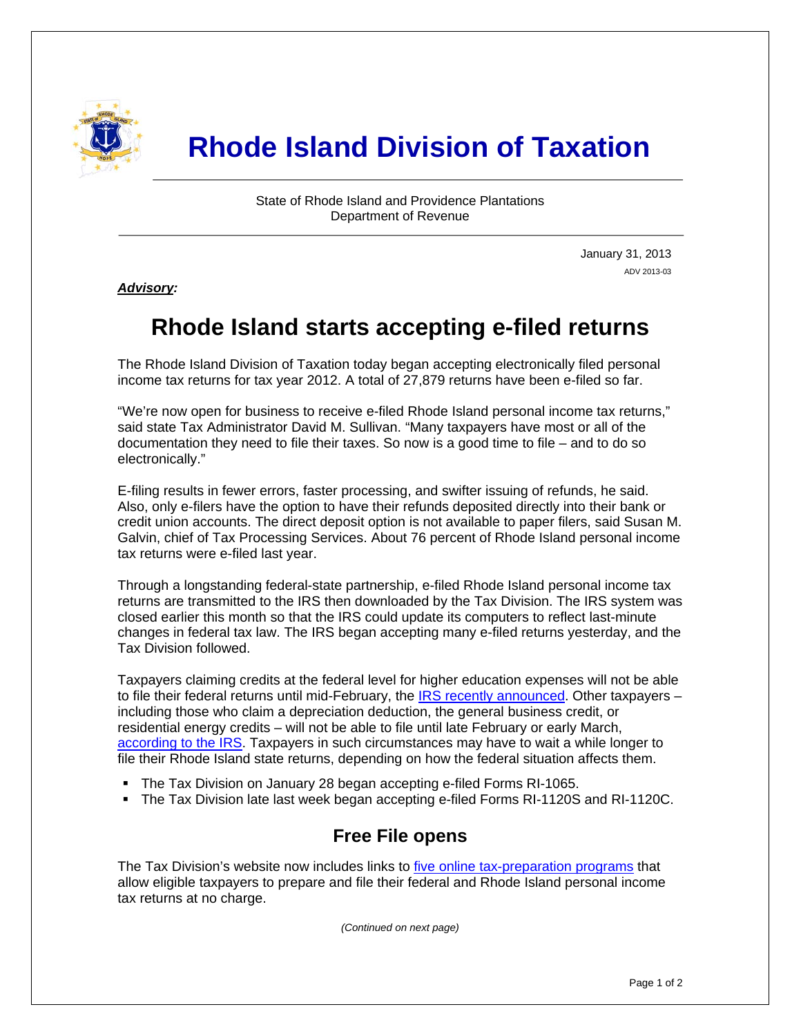# Rhode Island Division of Taxation

State of Rhode Island and Providence Plantations
Department of Revenue

January 31, 2013
ADV 2013-03

***Advisory:***

## Rhode Island starts accepting e-filed returns

The Rhode Island Division of Taxation today began accepting electronically filed personal income tax returns for tax year 2012. A total of 27,879 returns have been e-filed so far.

"We're now open for business to receive e-filed Rhode Island personal income tax returns," said state Tax Administrator David M. Sullivan. "Many taxpayers have most or all of the documentation they need to file their taxes. So now is a good time to file – and to do so electronically."

E-filing results in fewer errors, faster processing, and swifter issuing of refunds, he said. Also, only e-filers have the option to have their refunds deposited directly into their bank or credit union accounts. The direct deposit option is not available to paper filers, said Susan M. Galvin, chief of Tax Processing Services. About 76 percent of Rhode Island personal income tax returns were e-filed last year.

Through a longstanding federal-state partnership, e-filed Rhode Island personal income tax returns are transmitted to the IRS then downloaded by the Tax Division. The IRS system was closed earlier this month so that the IRS could update its computers to reflect last-minute changes in federal tax law. The IRS began accepting many e-filed returns yesterday, and the Tax Division followed.

Taxpayers claiming credits at the federal level for higher education expenses will not be able to file their federal returns until mid-February, the IRS recently announced. Other taxpayers – including those who claim a depreciation deduction, the general business credit, or residential energy credits – will not be able to file until late February or early March, according to the IRS. Taxpayers in such circumstances may have to wait a while longer to file their Rhode Island state returns, depending on how the federal situation affects them.

- The Tax Division on January 28 began accepting e-filed Forms RI-1065.
- The Tax Division late last week began accepting e-filed Forms RI-1120S and RI-1120C.

### Free File opens

The Tax Division's website now includes links to five online tax-preparation programs that allow eligible taxpayers to prepare and file their federal and Rhode Island personal income tax returns at no charge.

*(Continued on next page)*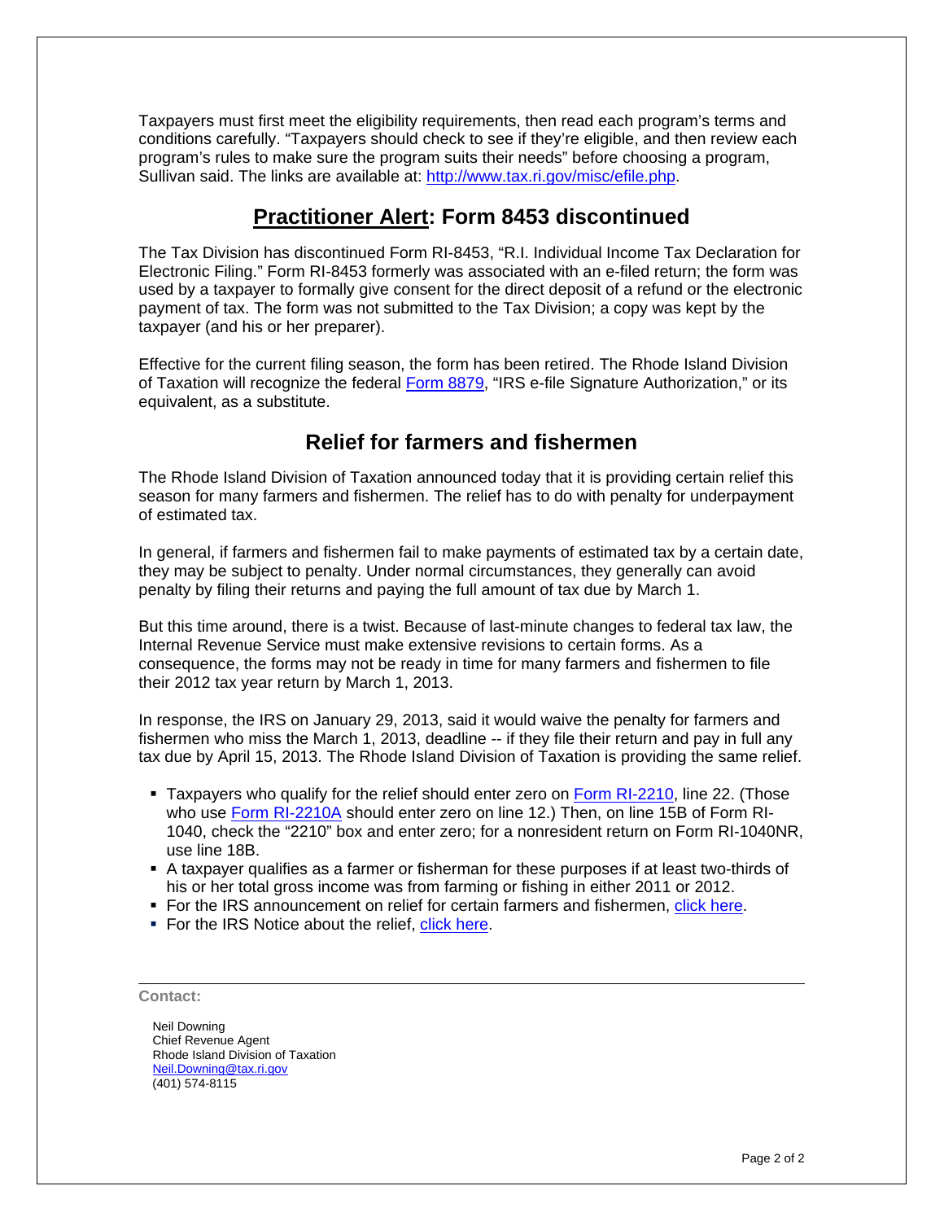Taxpayers must first meet the eligibility requirements, then read each program's terms and conditions carefully. "Taxpayers should check to see if they're eligible, and then review each program's rules to make sure the program suits their needs" before choosing a program, Sullivan said. The links are available at: [http://www.tax.ri.gov/misc/efile.php](http://www.tax.ri.gov/misc/efile.php).

## Practitioner Alert: Form 8453 discontinued

The Tax Division has discontinued Form RI-8453, "R.I. Individual Income Tax Declaration for Electronic Filing." Form RI-8453 formerly was associated with an e-filed return; the form was used by a taxpayer to formally give consent for the direct deposit of a refund or the electronic payment of tax. The form was not submitted to the Tax Division; a copy was kept by the taxpayer (and his or her preparer).

Effective for the current filing season, the form has been retired. The Rhode Island Division of Taxation will recognize the federal Form 8879, "IRS e-file Signature Authorization," or its equivalent, as a substitute.

## Relief for farmers and fishermen

The Rhode Island Division of Taxation announced today that it is providing certain relief this season for many farmers and fishermen. The relief has to do with penalty for underpayment of estimated tax.

In general, if farmers and fishermen fail to make payments of estimated tax by a certain date, they may be subject to penalty. Under normal circumstances, they generally can avoid penalty by filing their returns and paying the full amount of tax due by March 1.

But this time around, there is a twist. Because of last-minute changes to federal tax law, the Internal Revenue Service must make extensive revisions to certain forms. As a consequence, the forms may not be ready in time for many farmers and fishermen to file their 2012 tax year return by March 1, 2013.

In response, the IRS on January 29, 2013, said it would waive the penalty for farmers and fishermen who miss the March 1, 2013, deadline -- if they file their return and pay in full any tax due by April 15, 2013. The Rhode Island Division of Taxation is providing the same relief.

- Taxpayers who qualify for the relief should enter zero on Form RI-2210, line 22. (Those who use Form RI-2210A should enter zero on line 12.) Then, on line 15B of Form RI-1040, check the "2210" box and enter zero; for a nonresident return on Form RI-1040NR, use line 18B.
- A taxpayer qualifies as a farmer or fisherman for these purposes if at least two-thirds of his or her total gross income was from farming or fishing in either 2011 or 2012.
- For the IRS announcement on relief for certain farmers and fishermen, click here.
- For the IRS Notice about the relief, click here.

---

**Contact:**

Neil Downing
Chief Revenue Agent
Rhode Island Division of Taxation
Neil.Downing@tax.ri.gov
(401) 574-8115